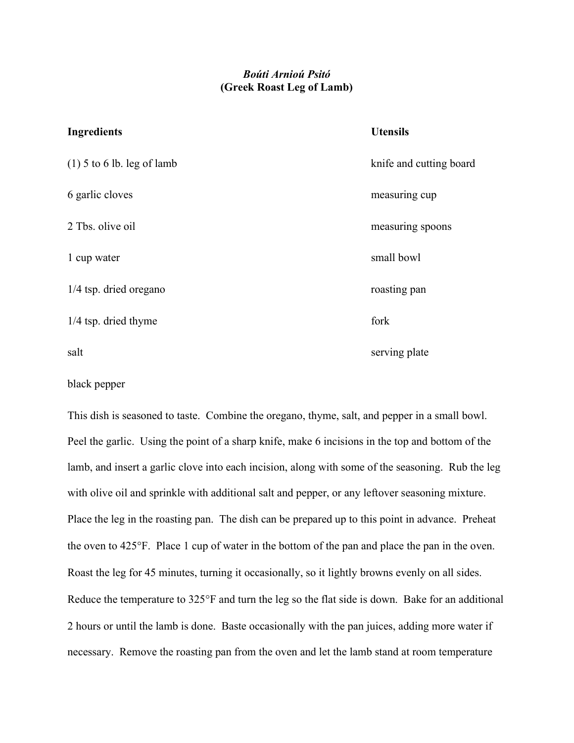# *Boúti Arnioú Psitó*
# (Greek Roast Leg of Lamb)

| Ingredients | Utensils |
| --- | --- |
| (1) 5 to 6 lb. leg of lamb | knife and cutting board |
| 6 garlic cloves | measuring cup |
| 2 Tbs. olive oil | measuring spoons |
| 1 cup water | small bowl |
| 1/4 tsp. dried oregano | roasting pan |
| 1/4 tsp. dried thyme | fork |
| salt | serving plate |
| black pepper | |

This dish is seasoned to taste. Combine the oregano, thyme, salt, and pepper in a small bowl. Peel the garlic. Using the point of a sharp knife, make 6 incisions in the top and bottom of the lamb, and insert a garlic clove into each incision, along with some of the seasoning. Rub the leg with olive oil and sprinkle with additional salt and pepper, or any leftover seasoning mixture. Place the leg in the roasting pan. The dish can be prepared up to this point in advance. Preheat the oven to 425°F. Place 1 cup of water in the bottom of the pan and place the pan in the oven. Roast the leg for 45 minutes, turning it occasionally, so it lightly browns evenly on all sides. Reduce the temperature to 325°F and turn the leg so the flat side is down. Bake for an additional 2 hours or until the lamb is done. Baste occasionally with the pan juices, adding more water if necessary. Remove the roasting pan from the oven and let the lamb stand at room temperature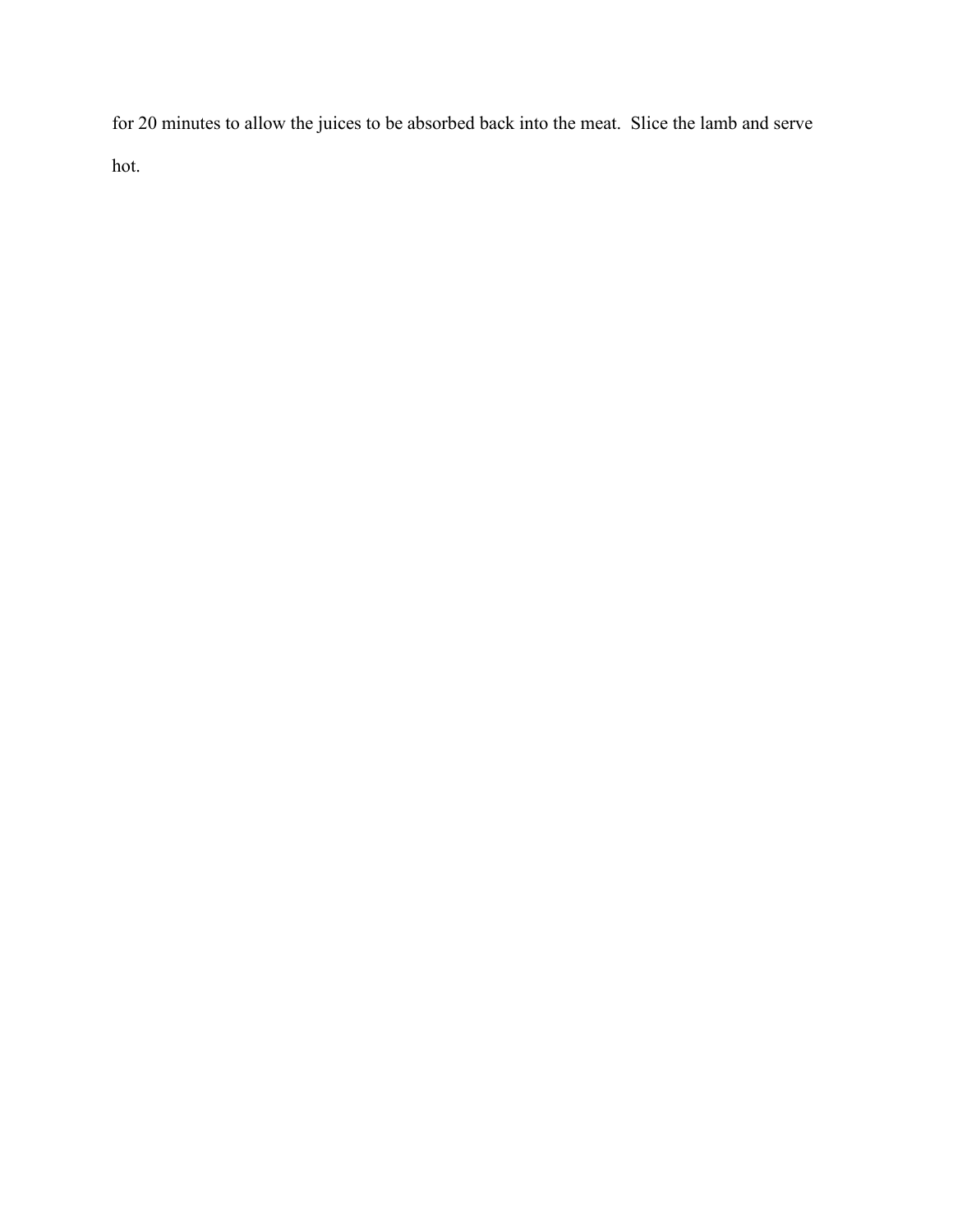for 20 minutes to allow the juices to be absorbed back into the meat.  Slice the lamb and serve hot.